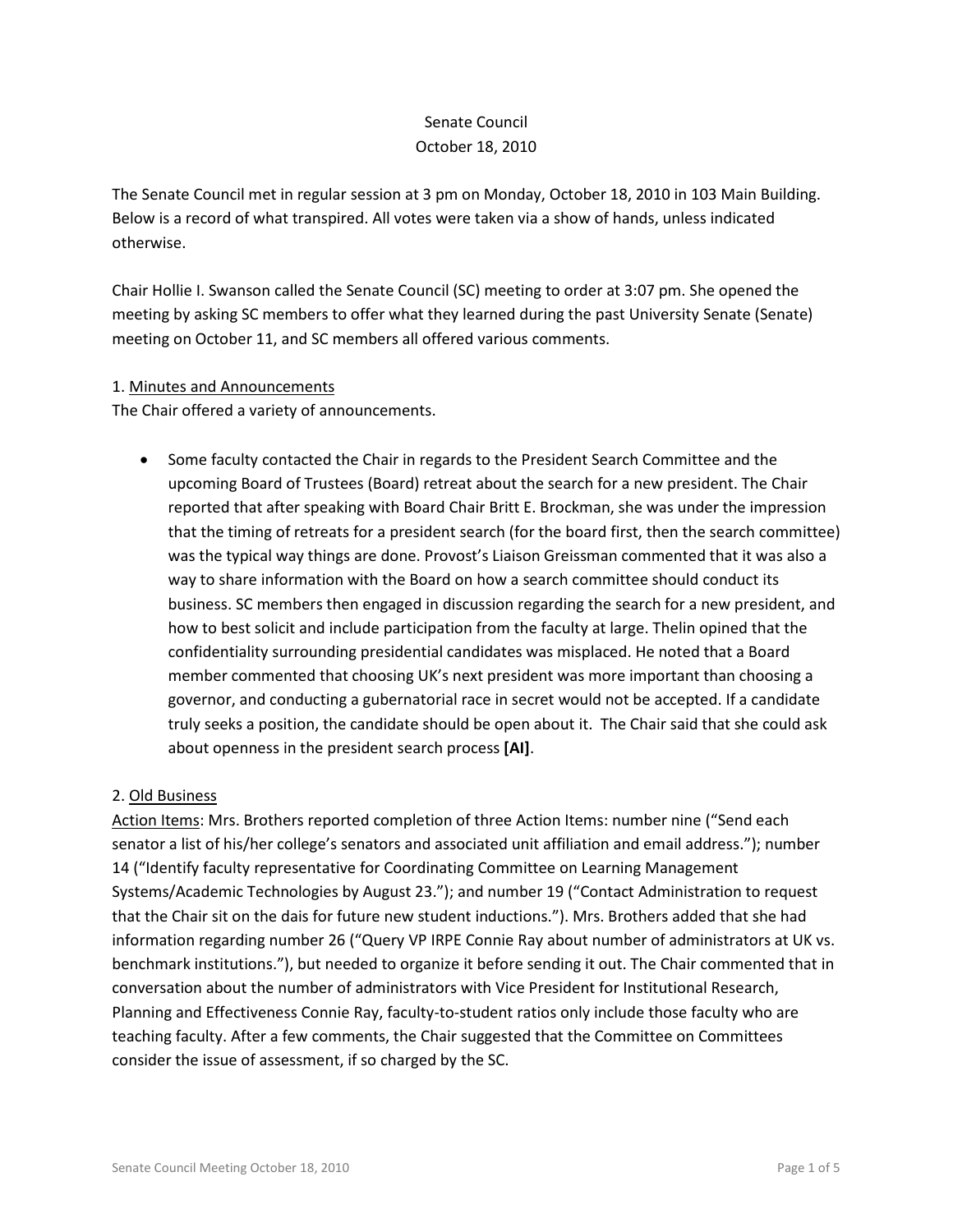Senate Council
October 18, 2010

The Senate Council met in regular session at 3 pm on Monday, October 18, 2010 in 103 Main Building. Below is a record of what transpired. All votes were taken via a show of hands, unless indicated otherwise.

Chair Hollie I. Swanson called the Senate Council (SC) meeting to order at 3:07 pm. She opened the meeting by asking SC members to offer what they learned during the past University Senate (Senate) meeting on October 11, and SC members all offered various comments.

1. <u>Minutes and Announcements</u>
The Chair offered a variety of announcements.

- Some faculty contacted the Chair in regards to the President Search Committee and the upcoming Board of Trustees (Board) retreat about the search for a new president. The Chair reported that after speaking with Board Chair Britt E. Brockman, she was under the impression that the timing of retreats for a president search (for the board first, then the search committee) was the typical way things are done. Provost's Liaison Greissman commented that it was also a way to share information with the Board on how a search committee should conduct its business. SC members then engaged in discussion regarding the search for a new president, and how to best solicit and include participation from the faculty at large. Thelin opined that the confidentiality surrounding presidential candidates was misplaced. He noted that a Board member commented that choosing UK's next president was more important than choosing a governor, and conducting a gubernatorial race in secret would not be accepted. If a candidate truly seeks a position, the candidate should be open about it. The Chair said that she could ask about openness in the president search process **[AI]**.

2. <u>Old Business</u>
<u>Action Items</u>: Mrs. Brothers reported completion of three Action Items: number nine ("Send each senator a list of his/her college's senators and associated unit affiliation and email address."); number 14 ("Identify faculty representative for Coordinating Committee on Learning Management Systems/Academic Technologies by August 23."); and number 19 ("Contact Administration to request that the Chair sit on the dais for future new student inductions."). Mrs. Brothers added that she had information regarding number 26 ("Query VP IRPE Connie Ray about number of administrators at UK vs. benchmark institutions."), but needed to organize it before sending it out. The Chair commented that in conversation about the number of administrators with Vice President for Institutional Research, Planning and Effectiveness Connie Ray, faculty-to-student ratios only include those faculty who are teaching faculty. After a few comments, the Chair suggested that the Committee on Committees consider the issue of assessment, if so charged by the SC.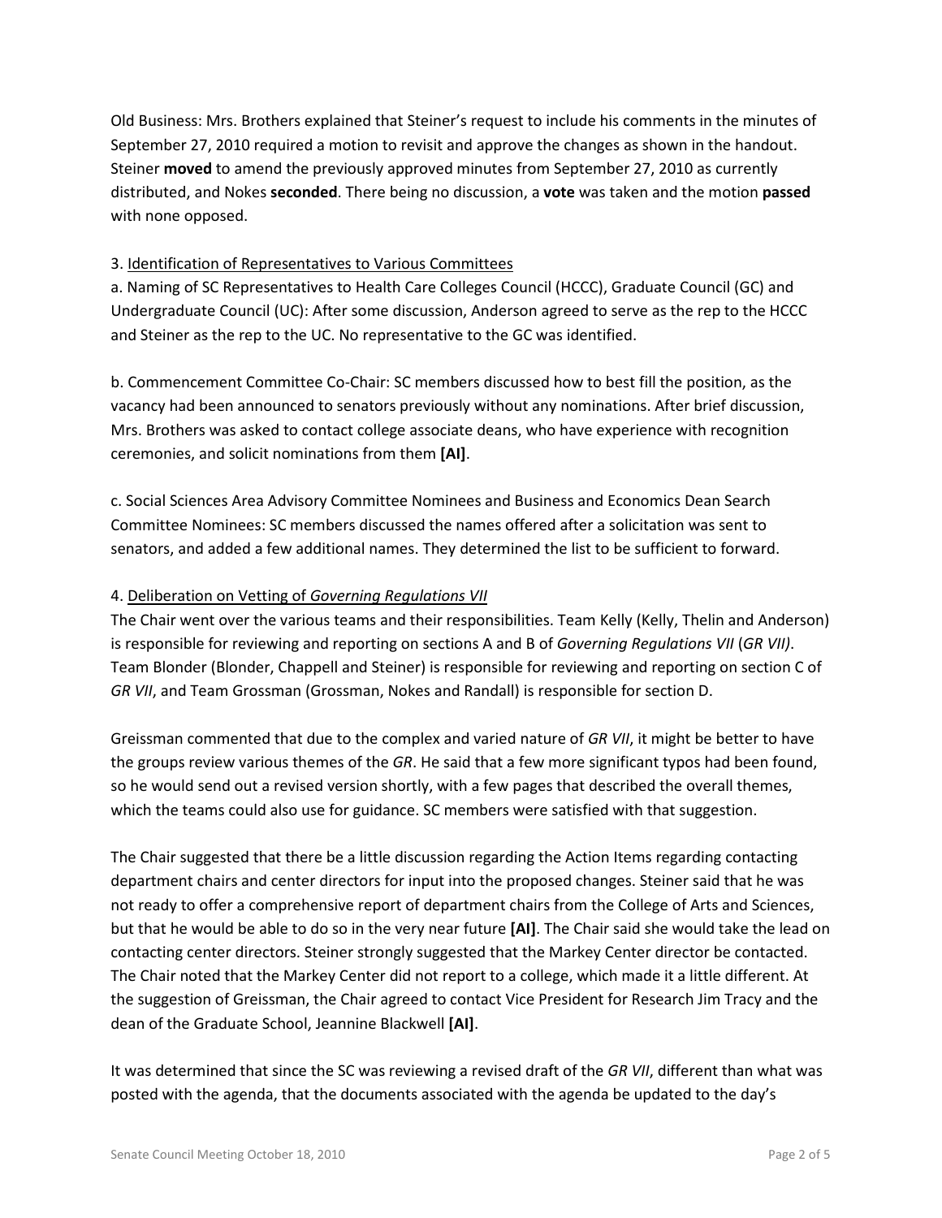Old Business: Mrs. Brothers explained that Steiner's request to include his comments in the minutes of September 27, 2010 required a motion to revisit and approve the changes as shown in the handout. Steiner **moved** to amend the previously approved minutes from September 27, 2010 as currently distributed, and Nokes **seconded**. There being no discussion, a **vote** was taken and the motion **passed** with none opposed.

3. Identification of Representatives to Various Committees

a. Naming of SC Representatives to Health Care Colleges Council (HCCC), Graduate Council (GC) and Undergraduate Council (UC): After some discussion, Anderson agreed to serve as the rep to the HCCC and Steiner as the rep to the UC. No representative to the GC was identified.

b. Commencement Committee Co-Chair: SC members discussed how to best fill the position, as the vacancy had been announced to senators previously without any nominations. After brief discussion, Mrs. Brothers was asked to contact college associate deans, who have experience with recognition ceremonies, and solicit nominations from them **[AI]**.

c. Social Sciences Area Advisory Committee Nominees and Business and Economics Dean Search Committee Nominees: SC members discussed the names offered after a solicitation was sent to senators, and added a few additional names. They determined the list to be sufficient to forward.

4. Deliberation on Vetting of *Governing Regulations VII*

The Chair went over the various teams and their responsibilities. Team Kelly (Kelly, Thelin and Anderson) is responsible for reviewing and reporting on sections A and B of *Governing Regulations VII* (*GR VII)*. Team Blonder (Blonder, Chappell and Steiner) is responsible for reviewing and reporting on section C of *GR VII*, and Team Grossman (Grossman, Nokes and Randall) is responsible for section D.

Greissman commented that due to the complex and varied nature of *GR VII*, it might be better to have the groups review various themes of the *GR*. He said that a few more significant typos had been found, so he would send out a revised version shortly, with a few pages that described the overall themes, which the teams could also use for guidance. SC members were satisfied with that suggestion.

The Chair suggested that there be a little discussion regarding the Action Items regarding contacting department chairs and center directors for input into the proposed changes. Steiner said that he was not ready to offer a comprehensive report of department chairs from the College of Arts and Sciences, but that he would be able to do so in the very near future **[AI]**. The Chair said she would take the lead on contacting center directors. Steiner strongly suggested that the Markey Center director be contacted. The Chair noted that the Markey Center did not report to a college, which made it a little different. At the suggestion of Greissman, the Chair agreed to contact Vice President for Research Jim Tracy and the dean of the Graduate School, Jeannine Blackwell **[AI]**.

It was determined that since the SC was reviewing a revised draft of the *GR VII*, different than what was posted with the agenda, that the documents associated with the agenda be updated to the day's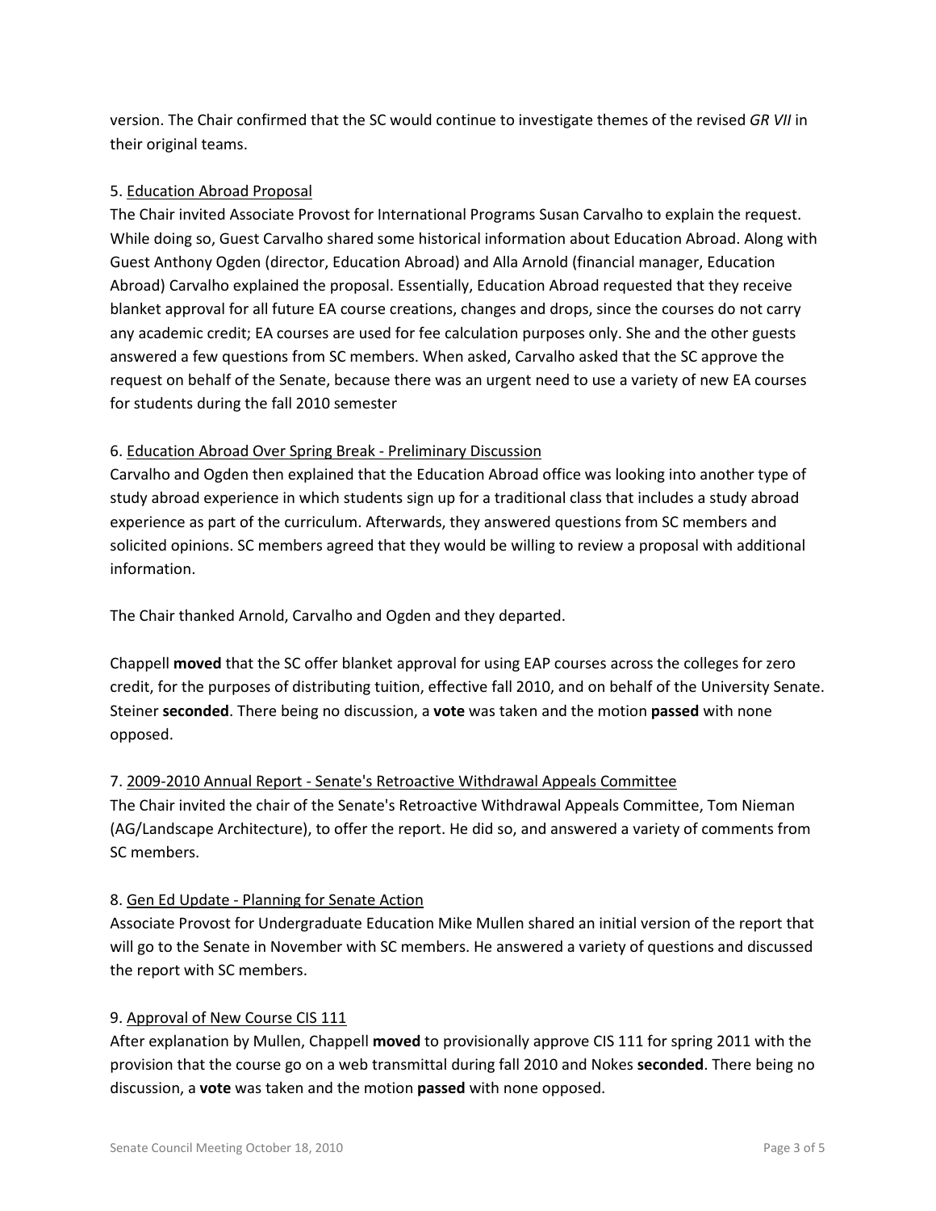version. The Chair confirmed that the SC would continue to investigate themes of the revised *GR VII* in their original teams.

5. Education Abroad Proposal

The Chair invited Associate Provost for International Programs Susan Carvalho to explain the request. While doing so, Guest Carvalho shared some historical information about Education Abroad. Along with Guest Anthony Ogden (director, Education Abroad) and Alla Arnold (financial manager, Education Abroad) Carvalho explained the proposal. Essentially, Education Abroad requested that they receive blanket approval for all future EA course creations, changes and drops, since the courses do not carry any academic credit; EA courses are used for fee calculation purposes only. She and the other guests answered a few questions from SC members. When asked, Carvalho asked that the SC approve the request on behalf of the Senate, because there was an urgent need to use a variety of new EA courses for students during the fall 2010 semester

6. Education Abroad Over Spring Break - Preliminary Discussion

Carvalho and Ogden then explained that the Education Abroad office was looking into another type of study abroad experience in which students sign up for a traditional class that includes a study abroad experience as part of the curriculum. Afterwards, they answered questions from SC members and solicited opinions. SC members agreed that they would be willing to review a proposal with additional information.

The Chair thanked Arnold, Carvalho and Ogden and they departed.

Chappell **moved** that the SC offer blanket approval for using EAP courses across the colleges for zero credit, for the purposes of distributing tuition, effective fall 2010, and on behalf of the University Senate. Steiner **seconded**. There being no discussion, a **vote** was taken and the motion **passed** with none opposed.

7. 2009-2010 Annual Report - Senate's Retroactive Withdrawal Appeals Committee

The Chair invited the chair of the Senate's Retroactive Withdrawal Appeals Committee, Tom Nieman (AG/Landscape Architecture), to offer the report. He did so, and answered a variety of comments from SC members.

8. Gen Ed Update - Planning for Senate Action

Associate Provost for Undergraduate Education Mike Mullen shared an initial version of the report that will go to the Senate in November with SC members. He answered a variety of questions and discussed the report with SC members.

9. Approval of New Course CIS 111

After explanation by Mullen, Chappell **moved** to provisionally approve CIS 111 for spring 2011 with the provision that the course go on a web transmittal during fall 2010 and Nokes **seconded**. There being no discussion, a **vote** was taken and the motion **passed** with none opposed.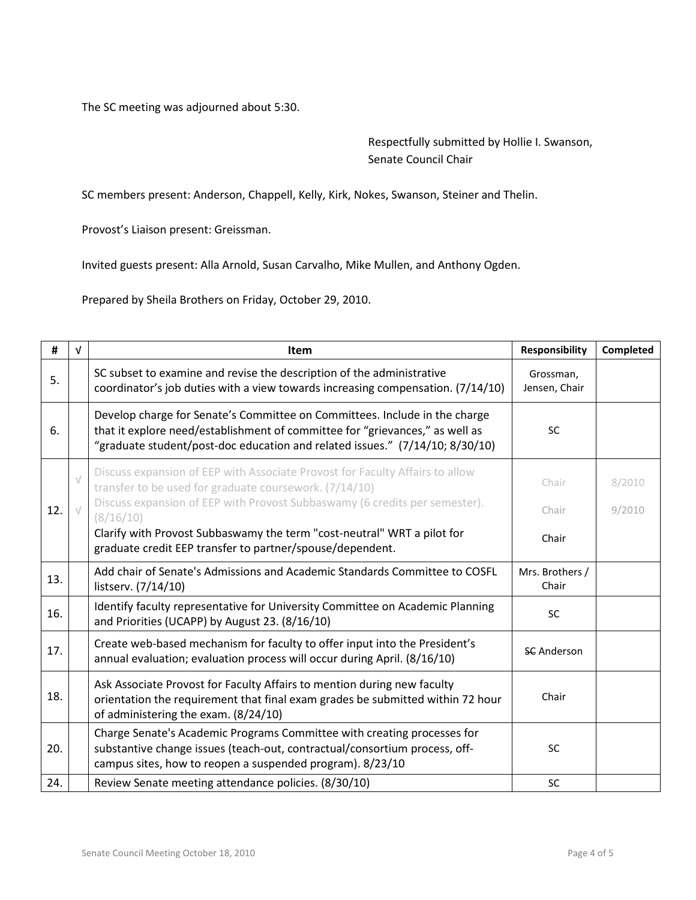The SC meeting was adjourned about 5:30.

Respectfully submitted by Hollie I. Swanson,
Senate Council Chair

SC members present: Anderson, Chappell, Kelly, Kirk, Nokes, Swanson, Steiner and Thelin.

Provost's Liaison present: Greissman.

Invited guests present: Alla Arnold, Susan Carvalho, Mike Mullen, and Anthony Ogden.

Prepared by Sheila Brothers on Friday, October 29, 2010.

| # | √ | Item | Responsibility | Completed |
|---|---|---|---|---|
| 5. | | SC subset to examine and revise the description of the administrative coordinator's job duties with a view towards increasing compensation. (7/14/10) | Grossman, Jensen, Chair | |
| 6. | | Develop charge for Senate's Committee on Committees. Include in the charge that it explore need/establishment of committee for "grievances," as well as "graduate student/post-doc education and related issues." (7/14/10; 8/30/10) | SC | |
| 12. | √ | Discuss expansion of EEP with Associate Provost for Faculty Affairs to allow transfer to be used for graduate coursework. (7/14/10) | Chair | 8/2010 |
| | √ | Discuss expansion of EEP with Provost Subbaswamy (6 credits per semester). (8/16/10) | Chair | 9/2010 |
| | | Clarify with Provost Subbaswamy the term "cost-neutral" WRT a pilot for graduate credit EEP transfer to partner/spouse/dependent. | Chair | |
| 13. | | Add chair of Senate's Admissions and Academic Standards Committee to COSFL listserv. (7/14/10) | Mrs. Brothers / Chair | |
| 16. | | Identify faculty representative for University Committee on Academic Planning and Priorities (UCAPP) by August 23. (8/16/10) | SC | |
| 17. | | Create web-based mechanism for faculty to offer input into the President's annual evaluation; evaluation process will occur during April. (8/16/10) | ~~SC~~ Anderson | |
| 18. | | Ask Associate Provost for Faculty Affairs to mention during new faculty orientation the requirement that final exam grades be submitted within 72 hour of administering the exam. (8/24/10) | Chair | |
| 20. | | Charge Senate's Academic Programs Committee with creating processes for substantive change issues (teach-out, contractual/consortium process, off-campus sites, how to reopen a suspended program). 8/23/10 | SC | |
| 24. | | Review Senate meeting attendance policies. (8/30/10) | SC | |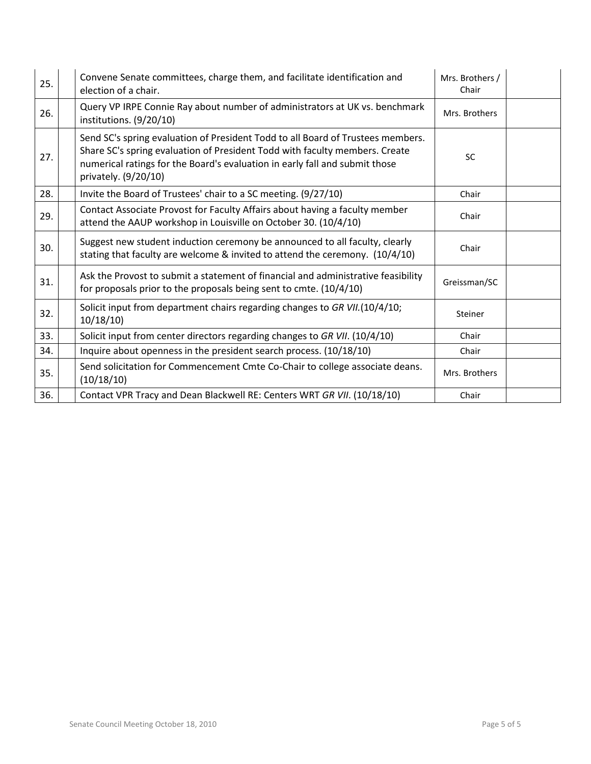| | | | | |
|---|---|---|---|---|
| 25. | | Convene Senate committees, charge them, and facilitate identification and election of a chair. | Mrs. Brothers / Chair | |
| 26. | | Query VP IRPE Connie Ray about number of administrators at UK vs. benchmark institutions. (9/20/10) | Mrs. Brothers | |
| 27. | | Send SC's spring evaluation of President Todd to all Board of Trustees members. Share SC's spring evaluation of President Todd with faculty members. Create numerical ratings for the Board's evaluation in early fall and submit those privately. (9/20/10) | SC | |
| 28. | | Invite the Board of Trustees' chair to a SC meeting. (9/27/10) | Chair | |
| 29. | | Contact Associate Provost for Faculty Affairs about having a faculty member attend the AAUP workshop in Louisville on October 30. (10/4/10) | Chair | |
| 30. | | Suggest new student induction ceremony be announced to all faculty, clearly stating that faculty are welcome & invited to attend the ceremony. (10/4/10) | Chair | |
| 31. | | Ask the Provost to submit a statement of financial and administrative feasibility for proposals prior to the proposals being sent to cmte. (10/4/10) | Greissman/SC | |
| 32. | | Solicit input from department chairs regarding changes to *GR VII*.(10/4/10; 10/18/10) | Steiner | |
| 33. | | Solicit input from center directors regarding changes to *GR VII*. (10/4/10) | Chair | |
| 34. | | Inquire about openness in the president search process. (10/18/10) | Chair | |
| 35. | | Send solicitation for Commencement Cmte Co-Chair to college associate deans. (10/18/10) | Mrs. Brothers | |
| 36. | | Contact VPR Tracy and Dean Blackwell RE: Centers WRT *GR VII*. (10/18/10) | Chair | |